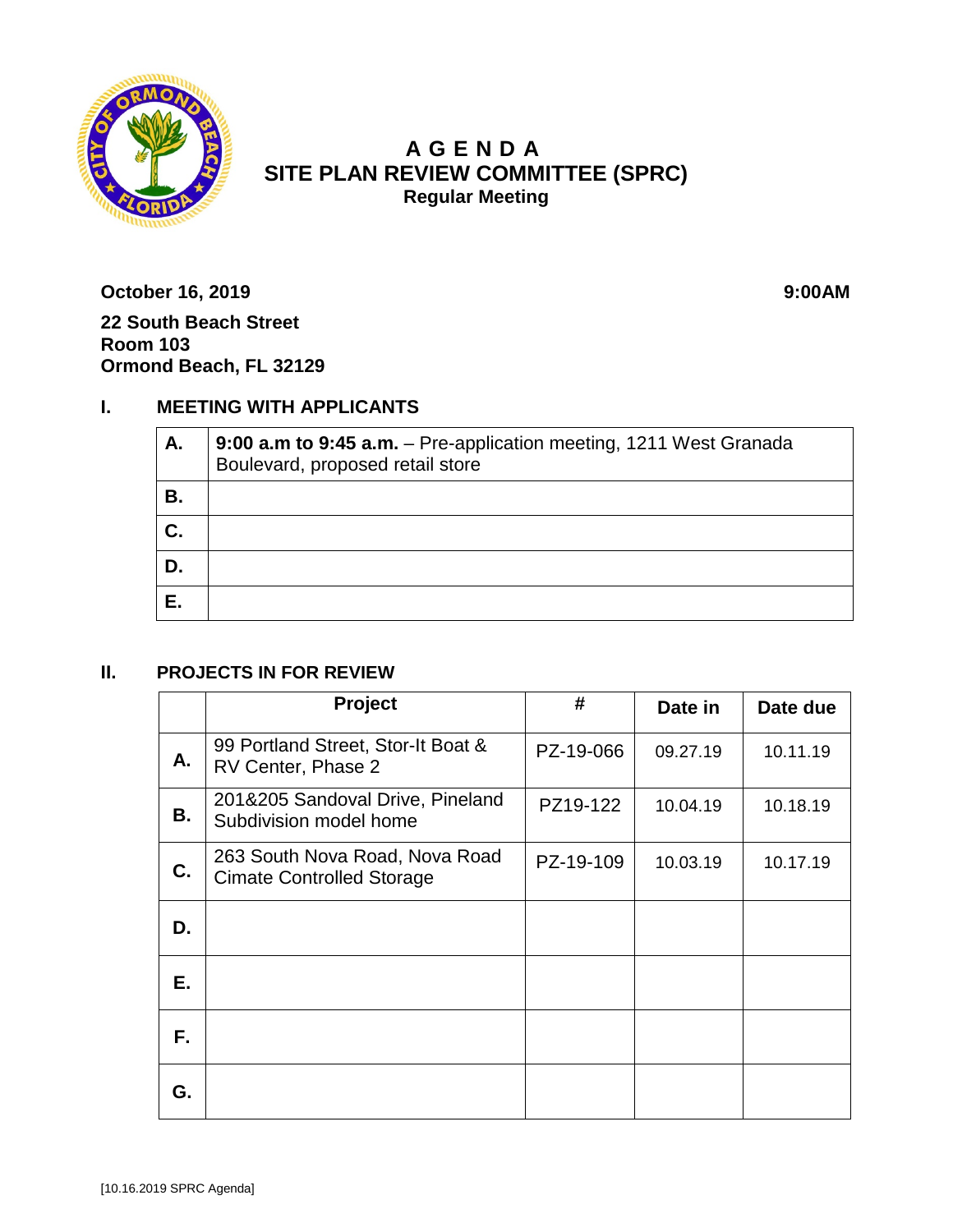# AGENDA
## SITE PLAN REVIEW COMMITTEE (SPRC)
### Regular Meeting

**October 16, 2019** **9:00AM**

**22 South Beach Street**
**Room 103**
**Ormond Beach, FL 32129**

## I. MEETING WITH APPLICANTS

| | |
|---|---|
| **A.** | **9:00 a.m to 9:45 a.m.** – Pre-application meeting, 1211 West Granada Boulevard, proposed retail store |
| **B.** | |
| **C.** | |
| **D.** | |
| **E.** | |

## II. PROJECTS IN FOR REVIEW

| | Project | # | Date in | Date due |
|---|---|---|---|---|
| **A.** | 99 Portland Street, Stor-It Boat & RV Center, Phase 2 | PZ-19-066 | 09.27.19 | 10.11.19 |
| **B.** | 201&205 Sandoval Drive, Pineland Subdivision model home | PZ19-122 | 10.04.19 | 10.18.19 |
| **C.** | 263 South Nova Road, Nova Road Cimate Controlled Storage | PZ-19-109 | 10.03.19 | 10.17.19 |
| **D.** | | | | |
| **E.** | | | | |
| **F.** | | | | |
| **G.** | | | | |

[10.16.2019 SPRC Agenda]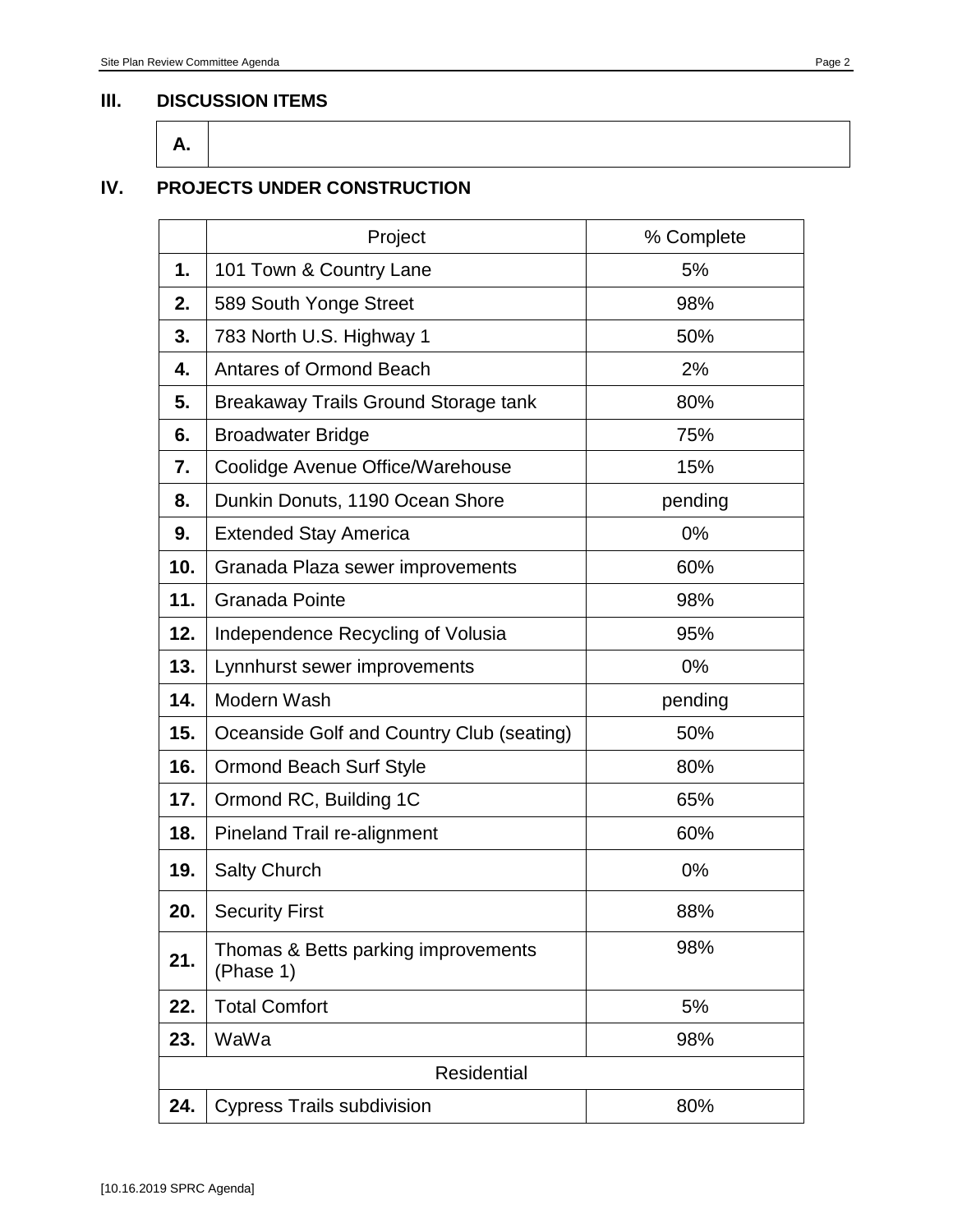## III. DISCUSSION ITEMS

| A. | |
|---|---|

## IV. PROJECTS UNDER CONSTRUCTION

| | Project | % Complete |
|---|---|---|
| **1.** | 101 Town & Country Lane | 5% |
| **2.** | 589 South Yonge Street | 98% |
| **3.** | 783 North U.S. Highway 1 | 50% |
| **4.** | Antares of Ormond Beach | 2% |
| **5.** | Breakaway Trails Ground Storage tank | 80% |
| **6.** | Broadwater Bridge | 75% |
| **7.** | Coolidge Avenue Office/Warehouse | 15% |
| **8.** | Dunkin Donuts, 1190 Ocean Shore | pending |
| **9.** | Extended Stay America | 0% |
| **10.** | Granada Plaza sewer improvements | 60% |
| **11.** | Granada Pointe | 98% |
| **12.** | Independence Recycling of Volusia | 95% |
| **13.** | Lynnhurst sewer improvements | 0% |
| **14.** | Modern Wash | pending |
| **15.** | Oceanside Golf and Country Club (seating) | 50% |
| **16.** | Ormond Beach Surf Style | 80% |
| **17.** | Ormond RC, Building 1C | 65% |
| **18.** | Pineland Trail re-alignment | 60% |
| **19.** | Salty Church | 0% |
| **20.** | Security First | 88% |
| **21.** | Thomas & Betts parking improvements (Phase 1) | 98% |
| **22.** | Total Comfort | 5% |
| **23.** | WaWa | 98% |
| | Residential | |
| **24.** | Cypress Trails subdivision | 80% |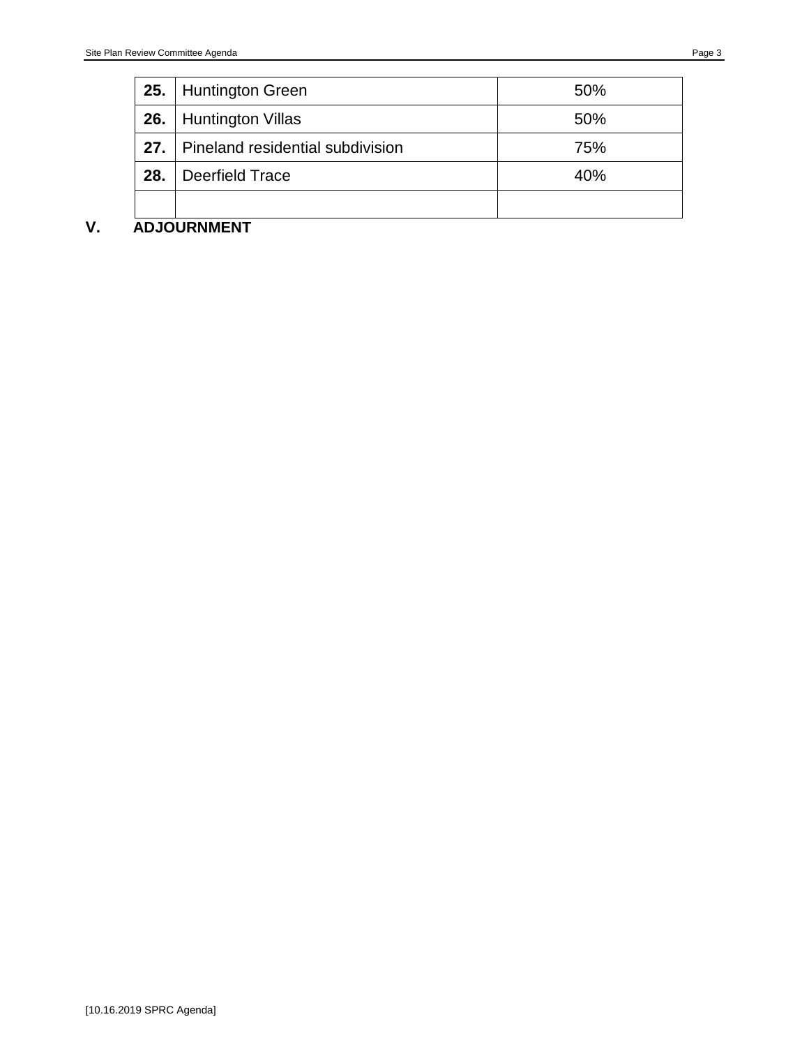| | | |
|---|---|---|
| **25.** | Huntington Green | 50% |
| **26.** | Huntington Villas | 50% |
| **27.** | Pineland residential subdivision | 75% |
| **28.** | Deerfield Trace | 40% |
| | | |

## V. ADJOURNMENT